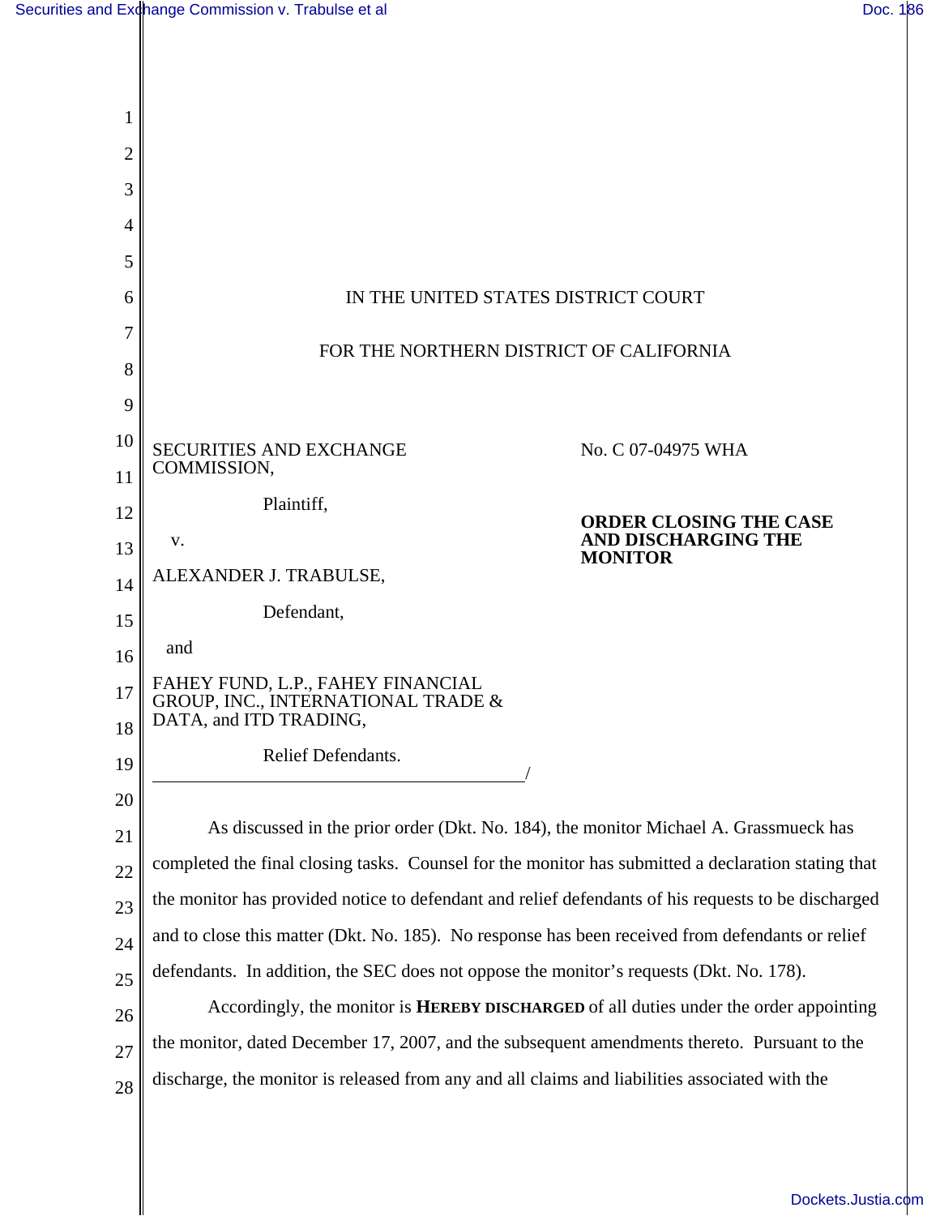IN THE UNITED STATES DISTRICT COURT

FOR THE NORTHERN DISTRICT OF CALIFORNIA

SECURITIES AND EXCHANGE COMMISSION,

Plaintiff,

v.

ALEXANDER J. TRABULSE,

Defendant,

and

FAHEY FUND, L.P., FAHEY FINANCIAL GROUP, INC., INTERNATIONAL TRADE & DATA, and ITD TRADING,

Relief Defendants.
/

No. C 07-04975 WHA

**ORDER CLOSING THE CASE AND DISCHARGING THE MONITOR**

As discussed in the prior order (Dkt. No. 184), the monitor Michael A. Grassmueck has completed the final closing tasks. Counsel for the monitor has submitted a declaration stating that the monitor has provided notice to defendant and relief defendants of his requests to be discharged and to close this matter (Dkt. No. 185). No response has been received from defendants or relief defendants. In addition, the SEC does not oppose the monitor's requests (Dkt. No. 178).

Accordingly, the monitor is **HEREBY DISCHARGED** of all duties under the order appointing the monitor, dated December 17, 2007, and the subsequent amendments thereto. Pursuant to the discharge, the monitor is released from any and all claims and liabilities associated with the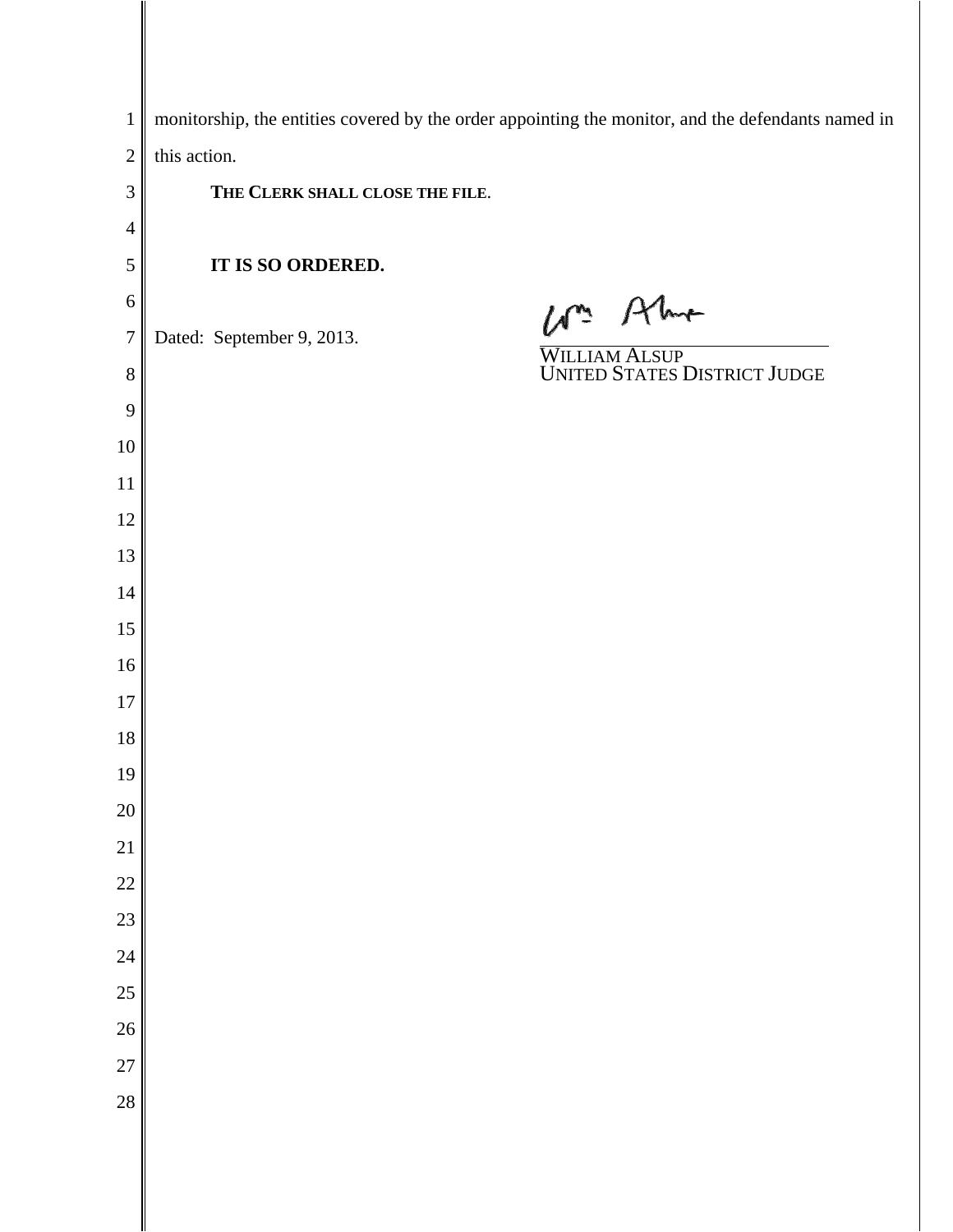monitorship, the entities covered by the order appointing the monitor, and the defendants named in this action.

**THE CLERK SHALL CLOSE THE FILE**.

**IT IS SO ORDERED.**

Dated: September 9, 2013.

WILLIAM ALSUP
UNITED STATES DISTRICT JUDGE